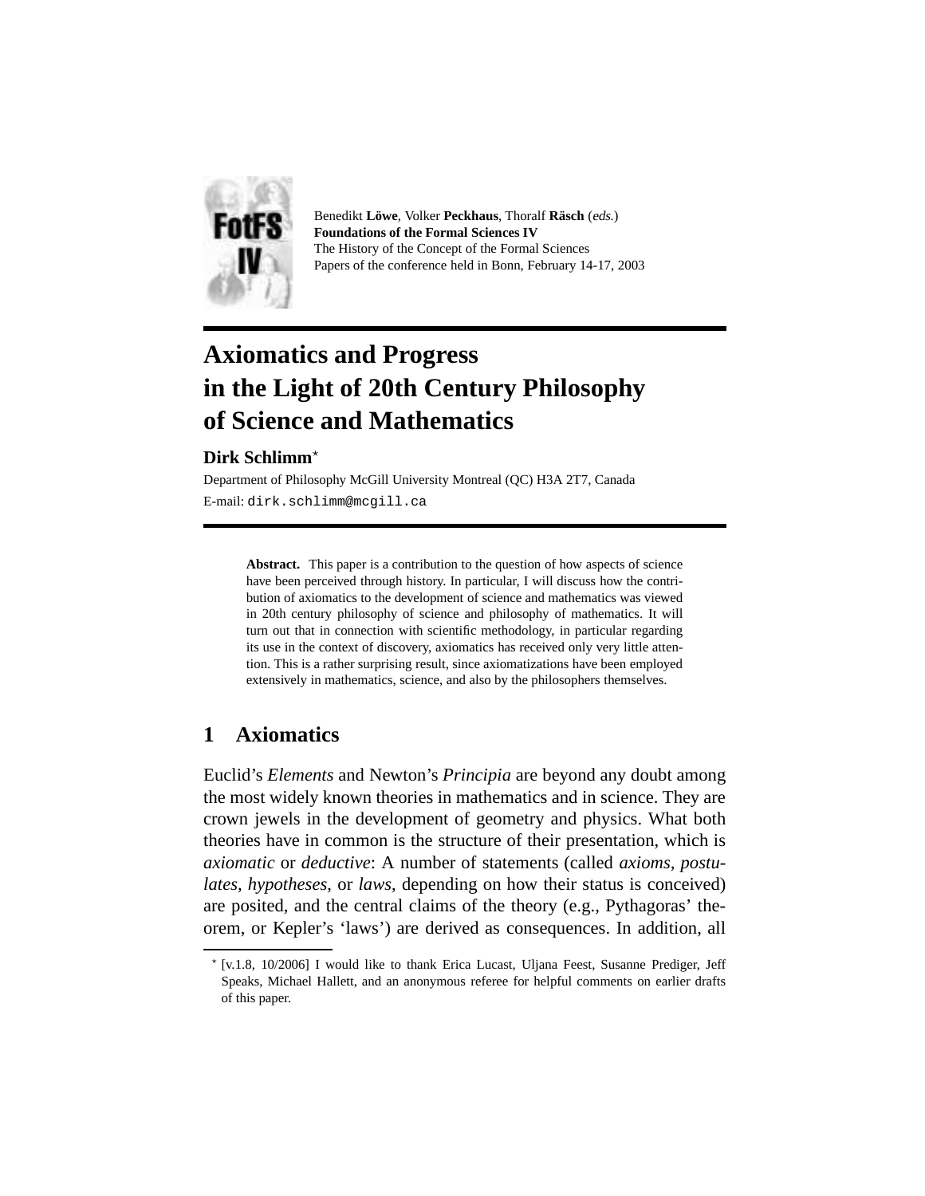Benedikt **Löwe**, Volker **Peckhaus**, Thoralf **Räsch** (*eds.*)
**Foundations of the Formal Sciences IV**
The History of the Concept of the Formal Sciences
Papers of the conference held in Bonn, February 14-17, 2003

# Axiomatics and Progress in the Light of 20th Century Philosophy of Science and Mathematics

**Dirk Schlimm**[⋆]

Department of Philosophy McGill University Montreal (QC) H3A 2T7, Canada
E-mail: `dirk.schlimm@mcgill.ca`

**Abstract.** This paper is a contribution to the question of how aspects of science have been perceived through history. In particular, I will discuss how the contribution of axiomatics to the development of science and mathematics was viewed in 20th century philosophy of science and philosophy of mathematics. It will turn out that in connection with scientific methodology, in particular regarding its use in the context of discovery, axiomatics has received only very little attention. This is a rather surprising result, since axiomatizations have been employed extensively in mathematics, science, and also by the philosophers themselves.

## 1 Axiomatics

Euclid's *Elements* and Newton's *Principia* are beyond any doubt among the most widely known theories in mathematics and in science. They are crown jewels in the development of geometry and physics. What both theories have in common is the structure of their presentation, which is *axiomatic* or *deductive*: A number of statements (called *axioms*, *postulates*, *hypotheses*, or *laws*, depending on how their status is conceived) are posited, and the central claims of the theory (e.g., Pythagoras' theorem, or Kepler's 'laws') are derived as consequences. In addition, all

[⋆] [v.1.8, 10/2006] I would like to thank Erica Lucast, Uljana Feest, Susanne Prediger, Jeff Speaks, Michael Hallett, and an anonymous referee for helpful comments on earlier drafts of this paper.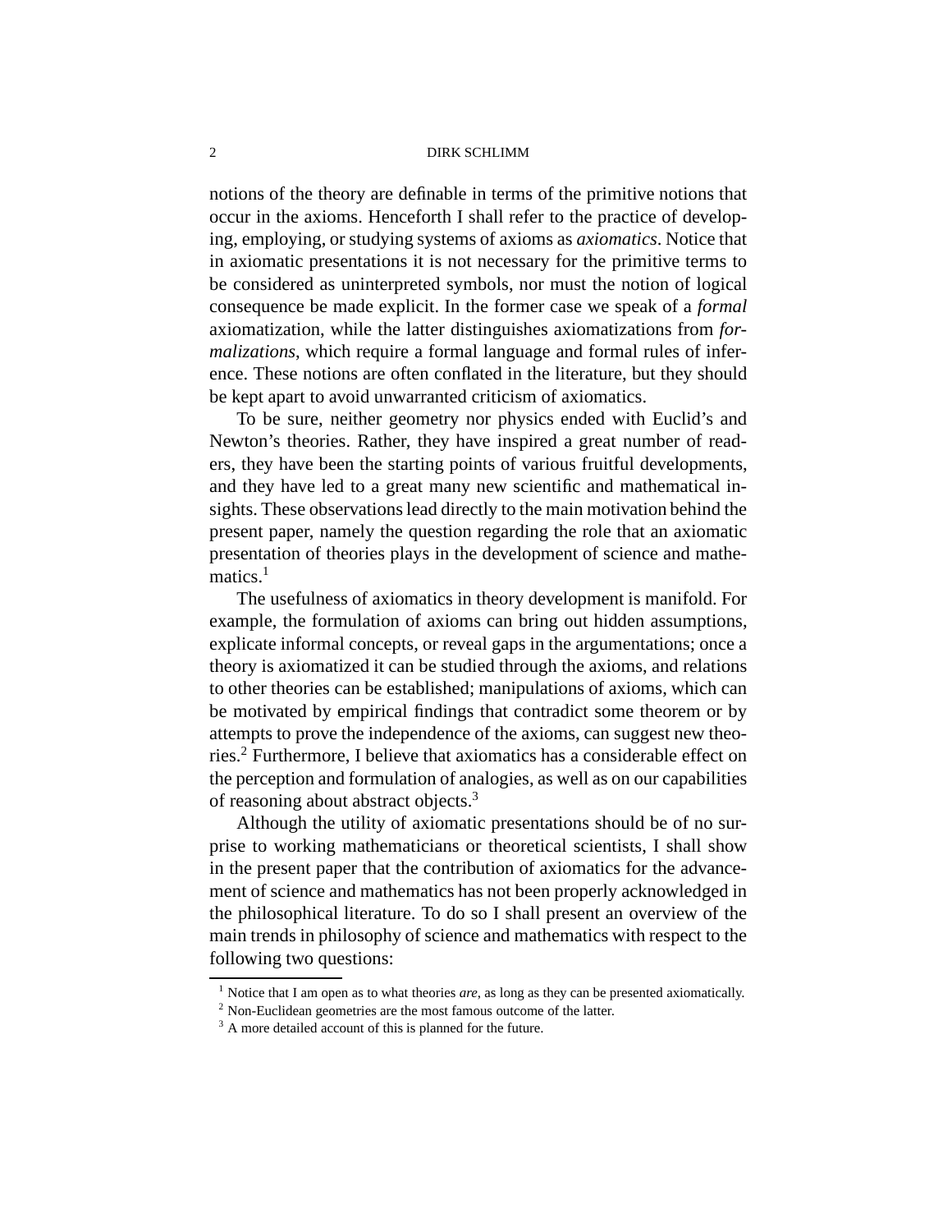notions of the theory are definable in terms of the primitive notions that occur in the axioms. Henceforth I shall refer to the practice of developing, employing, or studying systems of axioms as *axiomatics*. Notice that in axiomatic presentations it is not necessary for the primitive terms to be considered as uninterpreted symbols, nor must the notion of logical consequence be made explicit. In the former case we speak of a *formal* axiomatization, while the latter distinguishes axiomatizations from *formalizations*, which require a formal language and formal rules of inference. These notions are often conflated in the literature, but they should be kept apart to avoid unwarranted criticism of axiomatics.

To be sure, neither geometry nor physics ended with Euclid's and Newton's theories. Rather, they have inspired a great number of readers, they have been the starting points of various fruitful developments, and they have led to a great many new scientific and mathematical insights. These observations lead directly to the main motivation behind the present paper, namely the question regarding the role that an axiomatic presentation of theories plays in the development of science and mathematics.[1]

The usefulness of axiomatics in theory development is manifold. For example, the formulation of axioms can bring out hidden assumptions, explicate informal concepts, or reveal gaps in the argumentations; once a theory is axiomatized it can be studied through the axioms, and relations to other theories can be established; manipulations of axioms, which can be motivated by empirical findings that contradict some theorem or by attempts to prove the independence of the axioms, can suggest new theories.[2] Furthermore, I believe that axiomatics has a considerable effect on the perception and formulation of analogies, as well as on our capabilities of reasoning about abstract objects.[3]

Although the utility of axiomatic presentations should be of no surprise to working mathematicians or theoretical scientists, I shall show in the present paper that the contribution of axiomatics for the advancement of science and mathematics has not been properly acknowledged in the philosophical literature. To do so I shall present an overview of the main trends in philosophy of science and mathematics with respect to the following two questions:

---

[1] Notice that I am open as to what theories *are*, as long as they can be presented axiomatically.

[2] Non-Euclidean geometries are the most famous outcome of the latter.

[3] A more detailed account of this is planned for the future.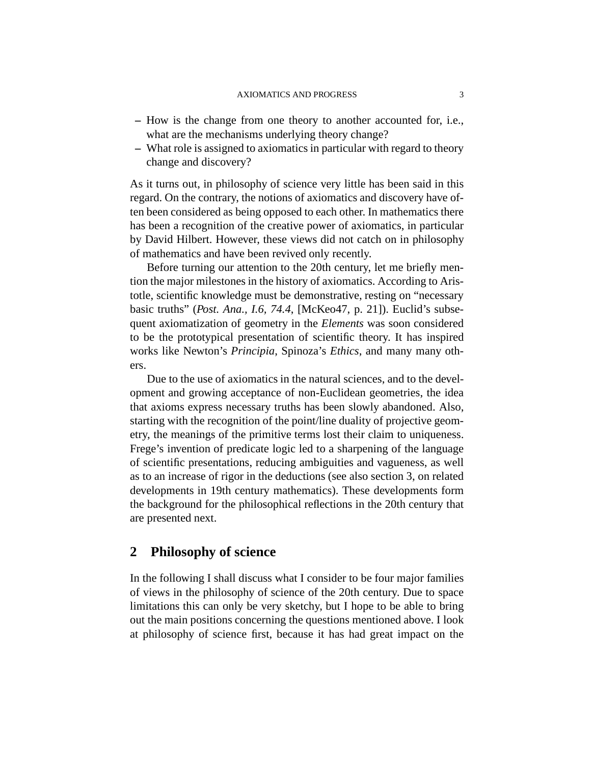- How is the change from one theory to another accounted for, i.e., what are the mechanisms underlying theory change?
- What role is assigned to axiomatics in particular with regard to theory change and discovery?

As it turns out, in philosophy of science very little has been said in this regard. On the contrary, the notions of axiomatics and discovery have often been considered as being opposed to each other. In mathematics there has been a recognition of the creative power of axiomatics, in particular by David Hilbert. However, these views did not catch on in philosophy of mathematics and have been revived only recently.

Before turning our attention to the 20th century, let me briefly mention the major milestones in the history of axiomatics. According to Aristotle, scientific knowledge must be demonstrative, resting on "necessary basic truths" (*Post. Ana., I.6, 74.4*, [McKeo47, p. 21]). Euclid's subsequent axiomatization of geometry in the *Elements* was soon considered to be the prototypical presentation of scientific theory. It has inspired works like Newton's *Principia*, Spinoza's *Ethics*, and many many others.

Due to the use of axiomatics in the natural sciences, and to the development and growing acceptance of non-Euclidean geometries, the idea that axioms express necessary truths has been slowly abandoned. Also, starting with the recognition of the point/line duality of projective geometry, the meanings of the primitive terms lost their claim to uniqueness. Frege's invention of predicate logic led to a sharpening of the language of scientific presentations, reducing ambiguities and vagueness, as well as to an increase of rigor in the deductions (see also section 3, on related developments in 19th century mathematics). These developments form the background for the philosophical reflections in the 20th century that are presented next.

## 2 Philosophy of science

In the following I shall discuss what I consider to be four major families of views in the philosophy of science of the 20th century. Due to space limitations this can only be very sketchy, but I hope to be able to bring out the main positions concerning the questions mentioned above. I look at philosophy of science first, because it has had great impact on the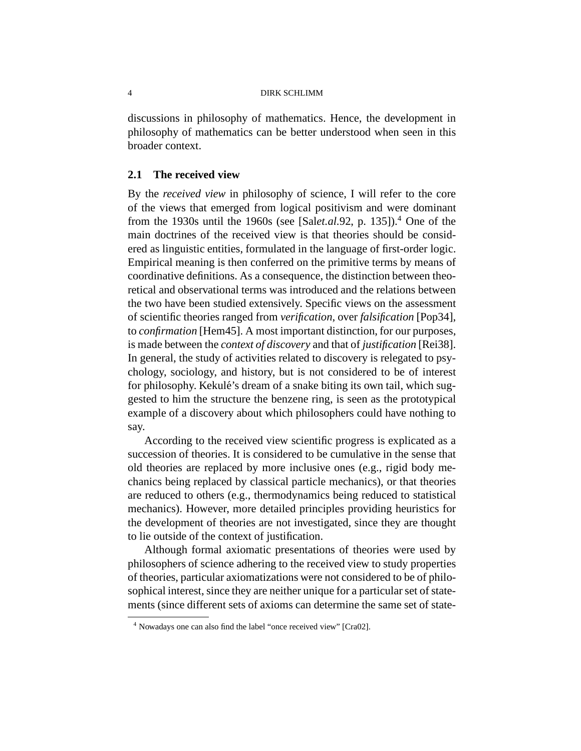discussions in philosophy of mathematics. Hence, the development in philosophy of mathematics can be better understood when seen in this broader context.

## 2.1 The received view

By the *received view* in philosophy of science, I will refer to the core of the views that emerged from logical positivism and were dominant from the 1930s until the 1960s (see [Sal*et.al.*92, p. 135]).[4] One of the main doctrines of the received view is that theories should be considered as linguistic entities, formulated in the language of first-order logic. Empirical meaning is then conferred on the primitive terms by means of coordinative definitions. As a consequence, the distinction between theoretical and observational terms was introduced and the relations between the two have been studied extensively. Specific views on the assessment of scientific theories ranged from *verification*, over *falsification* [Pop34], to *confirmation* [Hem45]. A most important distinction, for our purposes, is made between the *context of discovery* and that of *justification* [Rei38]. In general, the study of activities related to discovery is relegated to psychology, sociology, and history, but is not considered to be of interest for philosophy. Kekulé's dream of a snake biting its own tail, which suggested to him the structure the benzene ring, is seen as the prototypical example of a discovery about which philosophers could have nothing to say.

According to the received view scientific progress is explicated as a succession of theories. It is considered to be cumulative in the sense that old theories are replaced by more inclusive ones (e.g., rigid body mechanics being replaced by classical particle mechanics), or that theories are reduced to others (e.g., thermodynamics being reduced to statistical mechanics). However, more detailed principles providing heuristics for the development of theories are not investigated, since they are thought to lie outside of the context of justification.

Although formal axiomatic presentations of theories were used by philosophers of science adhering to the received view to study properties of theories, particular axiomatizations were not considered to be of philosophical interest, since they are neither unique for a particular set of statements (since different sets of axioms can determine the same set of state-

[4] Nowadays one can also find the label "once received view" [Cra02].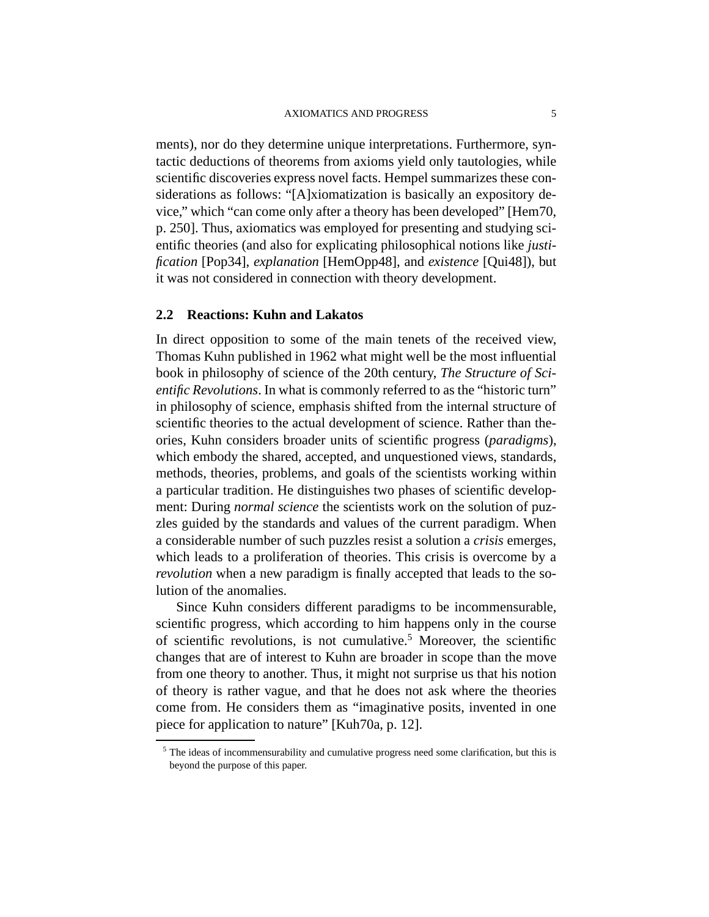ments), nor do they determine unique interpretations. Furthermore, syntactic deductions of theorems from axioms yield only tautologies, while scientific discoveries express novel facts. Hempel summarizes these considerations as follows: "[A]xiomatization is basically an expository device," which "can come only after a theory has been developed" [Hem70, p. 250]. Thus, axiomatics was employed for presenting and studying scientific theories (and also for explicating philosophical notions like *justification* [Pop34], *explanation* [HemOpp48], and *existence* [Qui48]), but it was not considered in connection with theory development.

## 2.2 Reactions: Kuhn and Lakatos

In direct opposition to some of the main tenets of the received view, Thomas Kuhn published in 1962 what might well be the most influential book in philosophy of science of the 20th century, *The Structure of Scientific Revolutions*. In what is commonly referred to as the "historic turn" in philosophy of science, emphasis shifted from the internal structure of scientific theories to the actual development of science. Rather than theories, Kuhn considers broader units of scientific progress (*paradigms*), which embody the shared, accepted, and unquestioned views, standards, methods, theories, problems, and goals of the scientists working within a particular tradition. He distinguishes two phases of scientific development: During *normal science* the scientists work on the solution of puzzles guided by the standards and values of the current paradigm. When a considerable number of such puzzles resist a solution a *crisis* emerges, which leads to a proliferation of theories. This crisis is overcome by a *revolution* when a new paradigm is finally accepted that leads to the solution of the anomalies.

Since Kuhn considers different paradigms to be incommensurable, scientific progress, which according to him happens only in the course of scientific revolutions, is not cumulative.[5] Moreover, the scientific changes that are of interest to Kuhn are broader in scope than the move from one theory to another. Thus, it might not surprise us that his notion of theory is rather vague, and that he does not ask where the theories come from. He considers them as "imaginative posits, invented in one piece for application to nature" [Kuh70a, p. 12].

[5] The ideas of incommensurability and cumulative progress need some clarification, but this is beyond the purpose of this paper.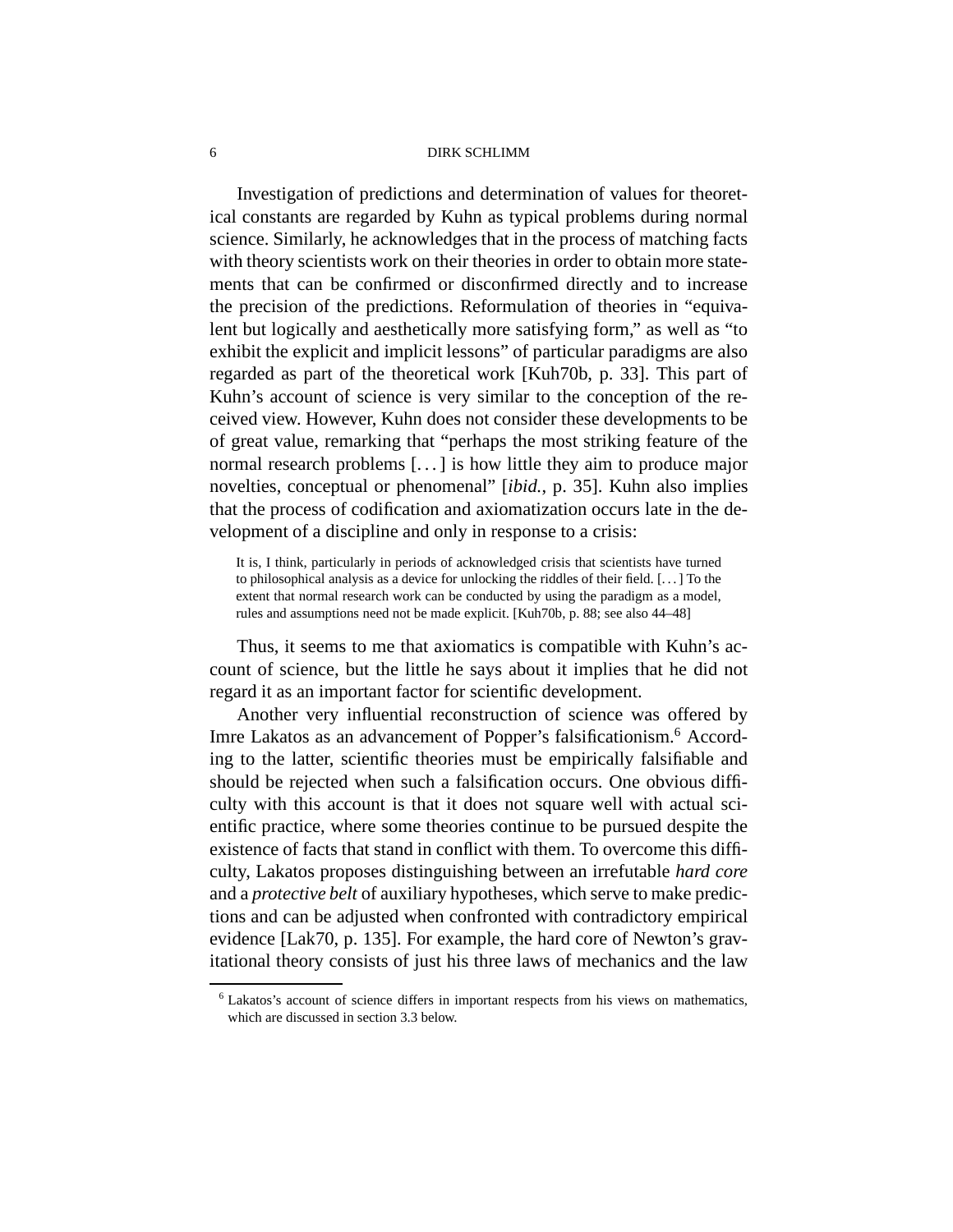Investigation of predictions and determination of values for theoretical constants are regarded by Kuhn as typical problems during normal science. Similarly, he acknowledges that in the process of matching facts with theory scientists work on their theories in order to obtain more statements that can be confirmed or disconfirmed directly and to increase the precision of the predictions. Reformulation of theories in "equivalent but logically and aesthetically more satisfying form," as well as "to exhibit the explicit and implicit lessons" of particular paradigms are also regarded as part of the theoretical work [Kuh70b, p. 33]. This part of Kuhn's account of science is very similar to the conception of the received view. However, Kuhn does not consider these developments to be of great value, remarking that "perhaps the most striking feature of the normal research problems [...] is how little they aim to produce major novelties, conceptual or phenomenal" [*ibid.*, p. 35]. Kuhn also implies that the process of codification and axiomatization occurs late in the development of a discipline and only in response to a crisis:

> It is, I think, particularly in periods of acknowledged crisis that scientists have turned to philosophical analysis as a device for unlocking the riddles of their field. [...] To the extent that normal research work can be conducted by using the paradigm as a model, rules and assumptions need not be made explicit. [Kuh70b, p. 88; see also 44–48]

Thus, it seems to me that axiomatics is compatible with Kuhn's account of science, but the little he says about it implies that he did not regard it as an important factor for scientific development.

Another very influential reconstruction of science was offered by Imre Lakatos as an advancement of Popper's falsificationism.[6] According to the latter, scientific theories must be empirically falsifiable and should be rejected when such a falsification occurs. One obvious difficulty with this account is that it does not square well with actual scientific practice, where some theories continue to be pursued despite the existence of facts that stand in conflict with them. To overcome this difficulty, Lakatos proposes distinguishing between an irrefutable *hard core* and a *protective belt* of auxiliary hypotheses, which serve to make predictions and can be adjusted when confronted with contradictory empirical evidence [Lak70, p. 135]. For example, the hard core of Newton's gravitational theory consists of just his three laws of mechanics and the law

[6] Lakatos's account of science differs in important respects from his views on mathematics, which are discussed in section 3.3 below.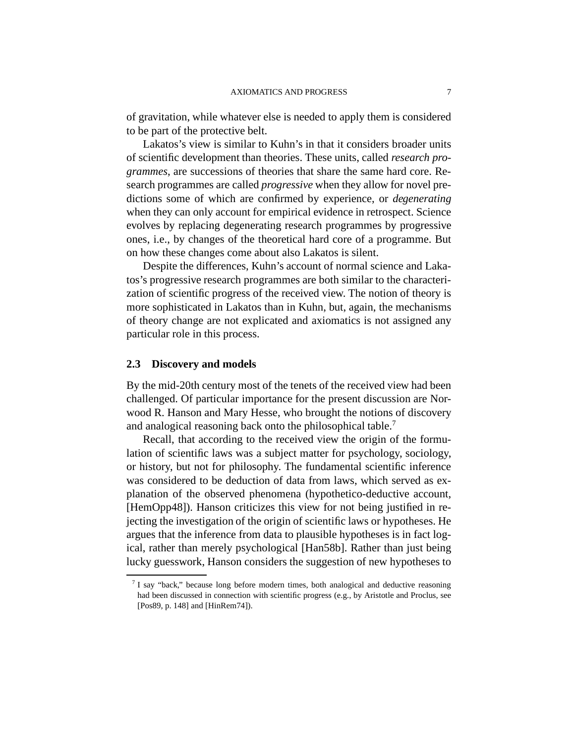of gravitation, while whatever else is needed to apply them is considered to be part of the protective belt.

Lakatos's view is similar to Kuhn's in that it considers broader units of scientific development than theories. These units, called *research programmes*, are successions of theories that share the same hard core. Research programmes are called *progressive* when they allow for novel predictions some of which are confirmed by experience, or *degenerating* when they can only account for empirical evidence in retrospect. Science evolves by replacing degenerating research programmes by progressive ones, i.e., by changes of the theoretical hard core of a programme. But on how these changes come about also Lakatos is silent.

Despite the differences, Kuhn's account of normal science and Lakatos's progressive research programmes are both similar to the characterization of scientific progress of the received view. The notion of theory is more sophisticated in Lakatos than in Kuhn, but, again, the mechanisms of theory change are not explicated and axiomatics is not assigned any particular role in this process.

## 2.3 Discovery and models

By the mid-20th century most of the tenets of the received view had been challenged. Of particular importance for the present discussion are Norwood R. Hanson and Mary Hesse, who brought the notions of discovery and analogical reasoning back onto the philosophical table.[7]

Recall, that according to the received view the origin of the formulation of scientific laws was a subject matter for psychology, sociology, or history, but not for philosophy. The fundamental scientific inference was considered to be deduction of data from laws, which served as explanation of the observed phenomena (hypothetico-deductive account, [HemOpp48]). Hanson criticizes this view for not being justified in rejecting the investigation of the origin of scientific laws or hypotheses. He argues that the inference from data to plausible hypotheses is in fact logical, rather than merely psychological [Han58b]. Rather than just being lucky guesswork, Hanson considers the suggestion of new hypotheses to

[7] I say "back," because long before modern times, both analogical and deductive reasoning had been discussed in connection with scientific progress (e.g., by Aristotle and Proclus, see [Pos89, p. 148] and [HinRem74]).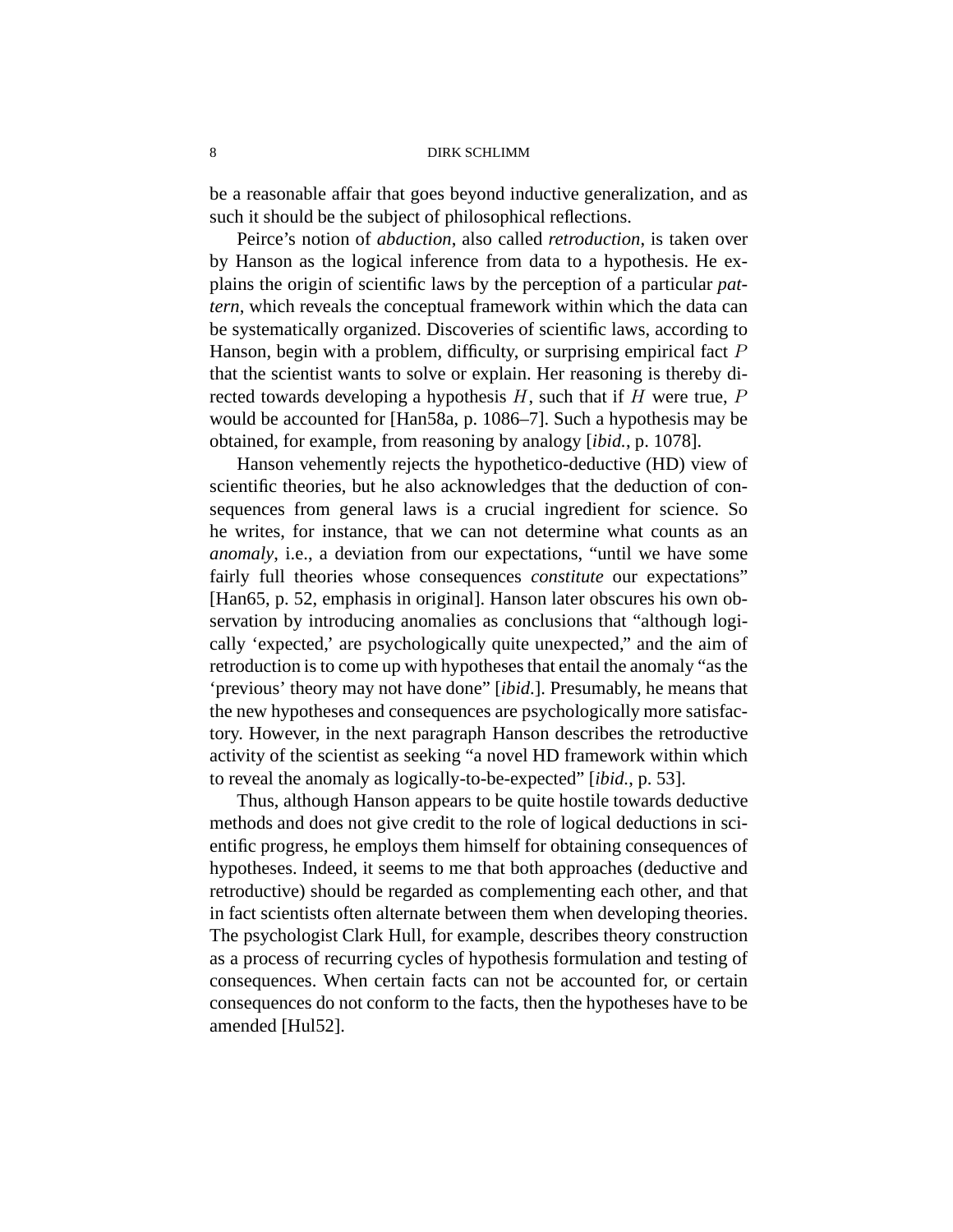be a reasonable affair that goes beyond inductive generalization, and as such it should be the subject of philosophical reflections.

Peirce's notion of *abduction*, also called *retroduction*, is taken over by Hanson as the logical inference from data to a hypothesis. He explains the origin of scientific laws by the perception of a particular *pattern*, which reveals the conceptual framework within which the data can be systematically organized. Discoveries of scientific laws, according to Hanson, begin with a problem, difficulty, or surprising empirical fact $P$ that the scientist wants to solve or explain. Her reasoning is thereby directed towards developing a hypothesis $H$, such that if $H$ were true, $P$ would be accounted for [Han58a, p. 1086–7]. Such a hypothesis may be obtained, for example, from reasoning by analogy [*ibid.*, p. 1078].

Hanson vehemently rejects the hypothetico-deductive (HD) view of scientific theories, but he also acknowledges that the deduction of consequences from general laws is a crucial ingredient for science. So he writes, for instance, that we can not determine what counts as an *anomaly*, i.e., a deviation from our expectations, "until we have some fairly full theories whose consequences *constitute* our expectations" [Han65, p. 52, emphasis in original]. Hanson later obscures his own observation by introducing anomalies as conclusions that "although logically 'expected,' are psychologically quite unexpected," and the aim of retroduction is to come up with hypotheses that entail the anomaly "as the 'previous' theory may not have done" [*ibid.*]. Presumably, he means that the new hypotheses and consequences are psychologically more satisfactory. However, in the next paragraph Hanson describes the retroductive activity of the scientist as seeking "a novel HD framework within which to reveal the anomaly as logically-to-be-expected" [*ibid.*, p. 53].

Thus, although Hanson appears to be quite hostile towards deductive methods and does not give credit to the role of logical deductions in scientific progress, he employs them himself for obtaining consequences of hypotheses. Indeed, it seems to me that both approaches (deductive and retroductive) should be regarded as complementing each other, and that in fact scientists often alternate between them when developing theories. The psychologist Clark Hull, for example, describes theory construction as a process of recurring cycles of hypothesis formulation and testing of consequences. When certain facts can not be accounted for, or certain consequences do not conform to the facts, then the hypotheses have to be amended [Hul52].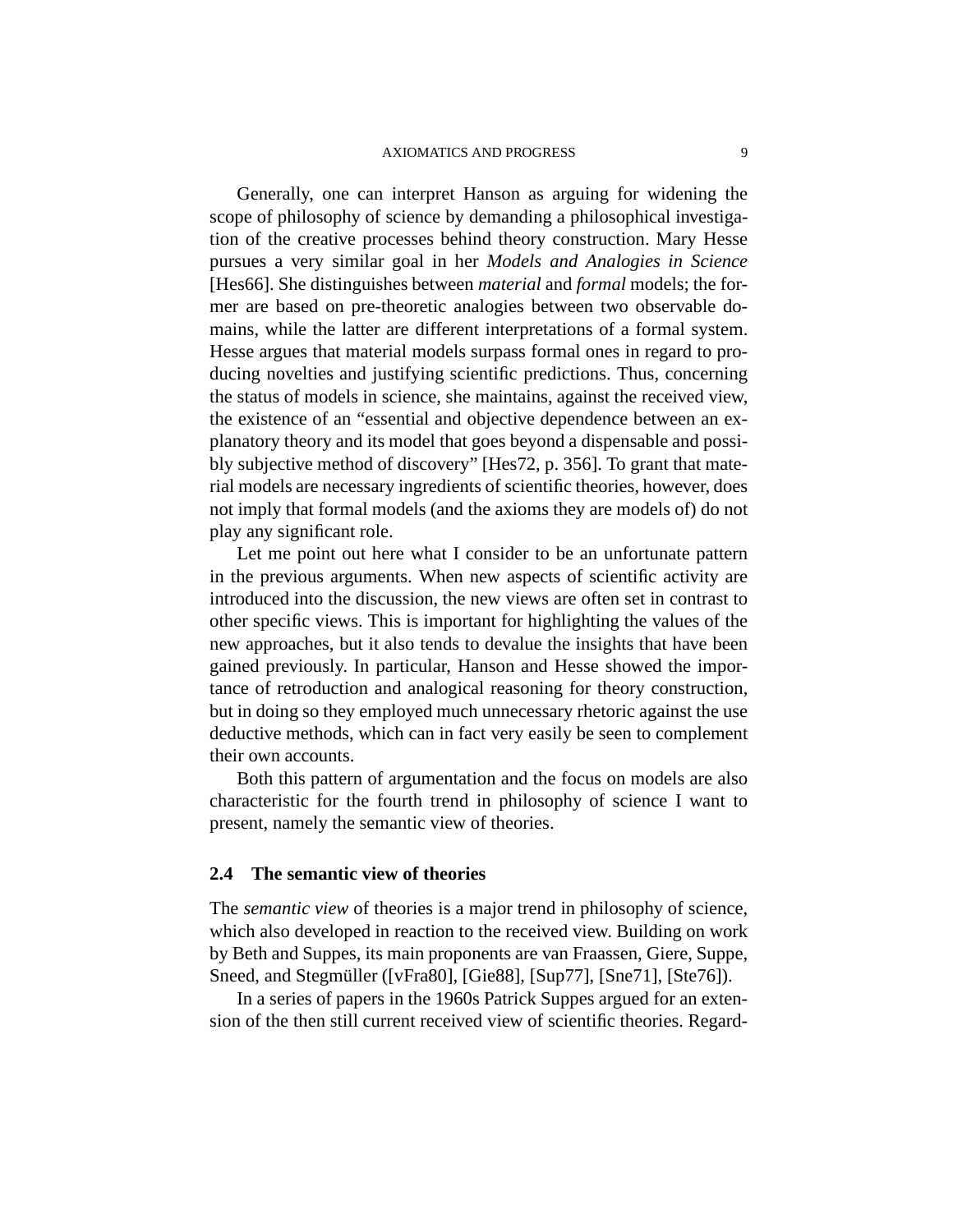Generally, one can interpret Hanson as arguing for widening the scope of philosophy of science by demanding a philosophical investigation of the creative processes behind theory construction. Mary Hesse pursues a very similar goal in her *Models and Analogies in Science* [Hes66]. She distinguishes between *material* and *formal* models; the former are based on pre-theoretic analogies between two observable domains, while the latter are different interpretations of a formal system. Hesse argues that material models surpass formal ones in regard to producing novelties and justifying scientific predictions. Thus, concerning the status of models in science, she maintains, against the received view, the existence of an "essential and objective dependence between an explanatory theory and its model that goes beyond a dispensable and possibly subjective method of discovery" [Hes72, p. 356]. To grant that material models are necessary ingredients of scientific theories, however, does not imply that formal models (and the axioms they are models of) do not play any significant role.

Let me point out here what I consider to be an unfortunate pattern in the previous arguments. When new aspects of scientific activity are introduced into the discussion, the new views are often set in contrast to other specific views. This is important for highlighting the values of the new approaches, but it also tends to devalue the insights that have been gained previously. In particular, Hanson and Hesse showed the importance of retroduction and analogical reasoning for theory construction, but in doing so they employed much unnecessary rhetoric against the use deductive methods, which can in fact very easily be seen to complement their own accounts.

Both this pattern of argumentation and the focus on models are also characteristic for the fourth trend in philosophy of science I want to present, namely the semantic view of theories.

## 2.4 The semantic view of theories

The *semantic view* of theories is a major trend in philosophy of science, which also developed in reaction to the received view. Building on work by Beth and Suppes, its main proponents are van Fraassen, Giere, Suppe, Sneed, and Stegmüller ([vFra80], [Gie88], [Sup77], [Sne71], [Ste76]).

In a series of papers in the 1960s Patrick Suppes argued for an extension of the then still current received view of scientific theories. Regard-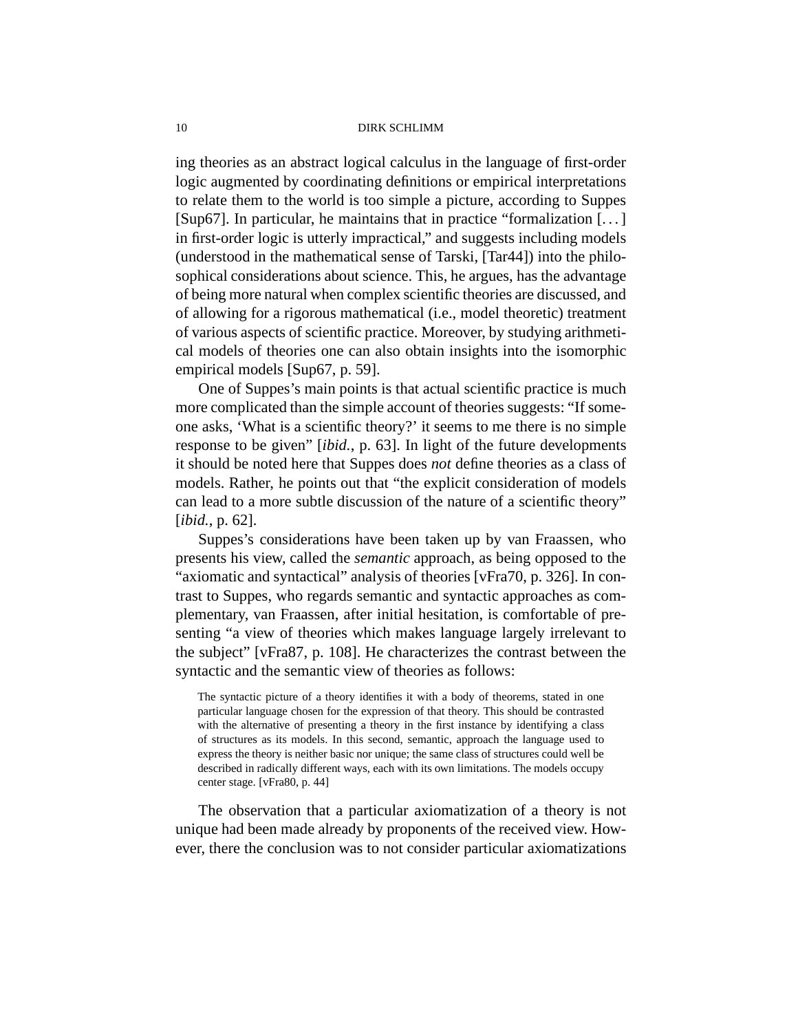ing theories as an abstract logical calculus in the language of first-order logic augmented by coordinating definitions or empirical interpretations to relate them to the world is too simple a picture, according to Suppes [Sup67]. In particular, he maintains that in practice "formalization [...] in first-order logic is utterly impractical," and suggests including models (understood in the mathematical sense of Tarski, [Tar44]) into the philosophical considerations about science. This, he argues, has the advantage of being more natural when complex scientific theories are discussed, and of allowing for a rigorous mathematical (i.e., model theoretic) treatment of various aspects of scientific practice. Moreover, by studying arithmetical models of theories one can also obtain insights into the isomorphic empirical models [Sup67, p. 59].

One of Suppes's main points is that actual scientific practice is much more complicated than the simple account of theories suggests: "If someone asks, 'What is a scientific theory?' it seems to me there is no simple response to be given" [*ibid.*, p. 63]. In light of the future developments it should be noted here that Suppes does *not* define theories as a class of models. Rather, he points out that "the explicit consideration of models can lead to a more subtle discussion of the nature of a scientific theory" [*ibid.*, p. 62].

Suppes's considerations have been taken up by van Fraassen, who presents his view, called the *semantic* approach, as being opposed to the "axiomatic and syntactical" analysis of theories [vFra70, p. 326]. In contrast to Suppes, who regards semantic and syntactic approaches as complementary, van Fraassen, after initial hesitation, is comfortable of presenting "a view of theories which makes language largely irrelevant to the subject" [vFra87, p. 108]. He characterizes the contrast between the syntactic and the semantic view of theories as follows:

> The syntactic picture of a theory identifies it with a body of theorems, stated in one particular language chosen for the expression of that theory. This should be contrasted with the alternative of presenting a theory in the first instance by identifying a class of structures as its models. In this second, semantic, approach the language used to express the theory is neither basic nor unique; the same class of structures could well be described in radically different ways, each with its own limitations. The models occupy center stage. [vFra80, p. 44]

The observation that a particular axiomatization of a theory is not unique had been made already by proponents of the received view. However, there the conclusion was to not consider particular axiomatizations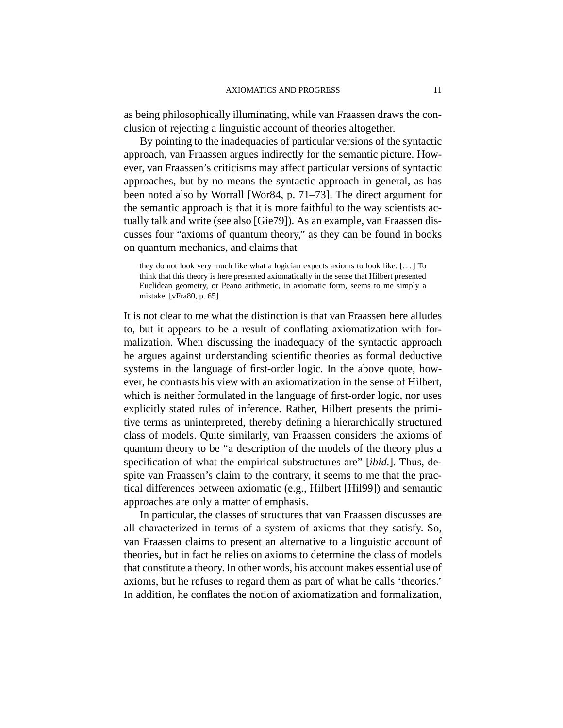as being philosophically illuminating, while van Fraassen draws the conclusion of rejecting a linguistic account of theories altogether.

By pointing to the inadequacies of particular versions of the syntactic approach, van Fraassen argues indirectly for the semantic picture. However, van Fraassen's criticisms may affect particular versions of syntactic approaches, but by no means the syntactic approach in general, as has been noted also by Worrall [Wor84, p. 71–73]. The direct argument for the semantic approach is that it is more faithful to the way scientists actually talk and write (see also [Gie79]). As an example, van Fraassen discusses four "axioms of quantum theory," as they can be found in books on quantum mechanics, and claims that

> they do not look very much like what a logician expects axioms to look like. [...] To think that this theory is here presented axiomatically in the sense that Hilbert presented Euclidean geometry, or Peano arithmetic, in axiomatic form, seems to me simply a mistake. [vFra80, p. 65]

It is not clear to me what the distinction is that van Fraassen here alludes to, but it appears to be a result of conflating axiomatization with formalization. When discussing the inadequacy of the syntactic approach he argues against understanding scientific theories as formal deductive systems in the language of first-order logic. In the above quote, however, he contrasts his view with an axiomatization in the sense of Hilbert, which is neither formulated in the language of first-order logic, nor uses explicitly stated rules of inference. Rather, Hilbert presents the primitive terms as uninterpreted, thereby defining a hierarchically structured class of models. Quite similarly, van Fraassen considers the axioms of quantum theory to be "a description of the models of the theory plus a specification of what the empirical substructures are" [*ibid.*]. Thus, despite van Fraassen's claim to the contrary, it seems to me that the practical differences between axiomatic (e.g., Hilbert [Hil99]) and semantic approaches are only a matter of emphasis.

In particular, the classes of structures that van Fraassen discusses are all characterized in terms of a system of axioms that they satisfy. So, van Fraassen claims to present an alternative to a linguistic account of theories, but in fact he relies on axioms to determine the class of models that constitute a theory. In other words, his account makes essential use of axioms, but he refuses to regard them as part of what he calls 'theories.' In addition, he conflates the notion of axiomatization and formalization,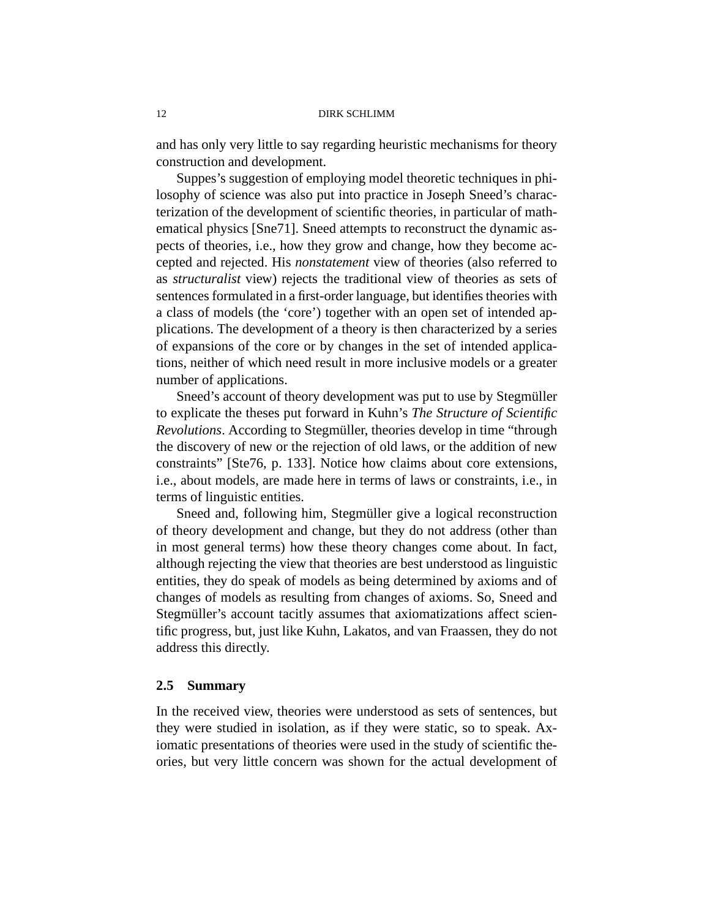and has only very little to say regarding heuristic mechanisms for theory construction and development.

Suppes's suggestion of employing model theoretic techniques in philosophy of science was also put into practice in Joseph Sneed's characterization of the development of scientific theories, in particular of mathematical physics [Sne71]. Sneed attempts to reconstruct the dynamic aspects of theories, i.e., how they grow and change, how they become accepted and rejected. His *nonstatement* view of theories (also referred to as *structuralist* view) rejects the traditional view of theories as sets of sentences formulated in a first-order language, but identifies theories with a class of models (the 'core') together with an open set of intended applications. The development of a theory is then characterized by a series of expansions of the core or by changes in the set of intended applications, neither of which need result in more inclusive models or a greater number of applications.

Sneed's account of theory development was put to use by Stegmüller to explicate the theses put forward in Kuhn's *The Structure of Scientific Revolutions*. According to Stegmüller, theories develop in time "through the discovery of new or the rejection of old laws, or the addition of new constraints" [Ste76, p. 133]. Notice how claims about core extensions, i.e., about models, are made here in terms of laws or constraints, i.e., in terms of linguistic entities.

Sneed and, following him, Stegmüller give a logical reconstruction of theory development and change, but they do not address (other than in most general terms) how these theory changes come about. In fact, although rejecting the view that theories are best understood as linguistic entities, they do speak of models as being determined by axioms and of changes of models as resulting from changes of axioms. So, Sneed and Stegmüller's account tacitly assumes that axiomatizations affect scientific progress, but, just like Kuhn, Lakatos, and van Fraassen, they do not address this directly.

### 2.5 Summary

In the received view, theories were understood as sets of sentences, but they were studied in isolation, as if they were static, so to speak. Axiomatic presentations of theories were used in the study of scientific theories, but very little concern was shown for the actual development of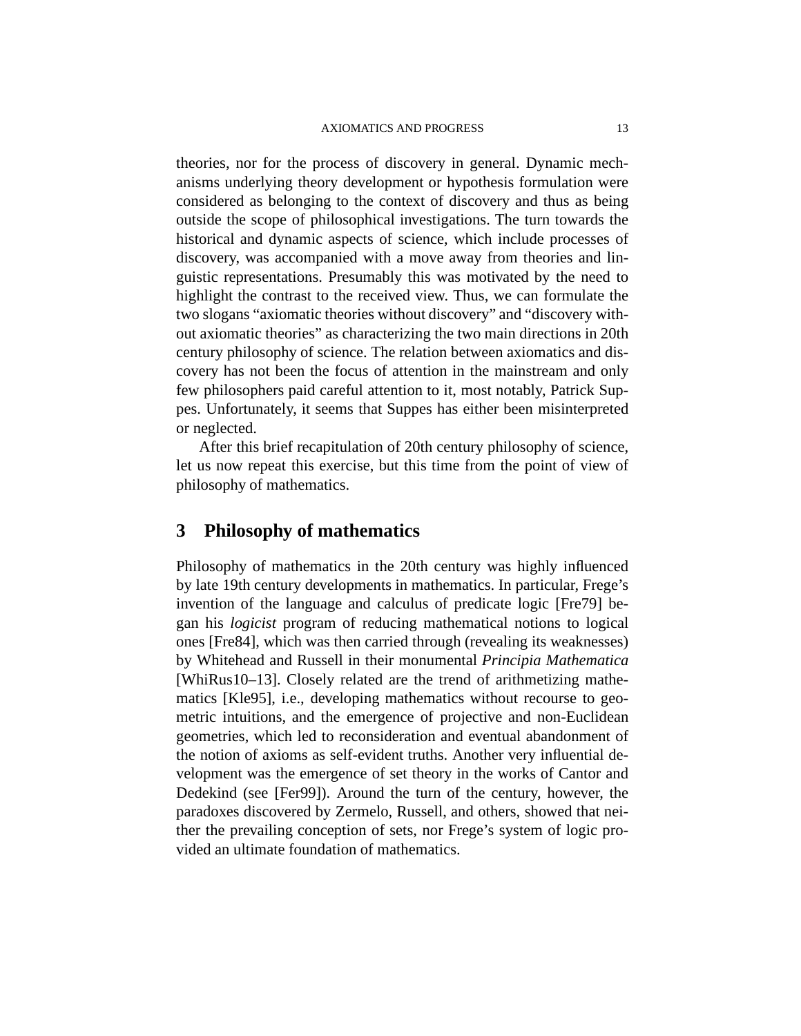theories, nor for the process of discovery in general. Dynamic mechanisms underlying theory development or hypothesis formulation were considered as belonging to the context of discovery and thus as being outside the scope of philosophical investigations. The turn towards the historical and dynamic aspects of science, which include processes of discovery, was accompanied with a move away from theories and linguistic representations. Presumably this was motivated by the need to highlight the contrast to the received view. Thus, we can formulate the two slogans "axiomatic theories without discovery" and "discovery without axiomatic theories" as characterizing the two main directions in 20th century philosophy of science. The relation between axiomatics and discovery has not been the focus of attention in the mainstream and only few philosophers paid careful attention to it, most notably, Patrick Suppes. Unfortunately, it seems that Suppes has either been misinterpreted or neglected.

After this brief recapitulation of 20th century philosophy of science, let us now repeat this exercise, but this time from the point of view of philosophy of mathematics.

## 3 Philosophy of mathematics

Philosophy of mathematics in the 20th century was highly influenced by late 19th century developments in mathematics. In particular, Frege's invention of the language and calculus of predicate logic [Fre79] began his *logicist* program of reducing mathematical notions to logical ones [Fre84], which was then carried through (revealing its weaknesses) by Whitehead and Russell in their monumental *Principia Mathematica* [WhiRus10–13]. Closely related are the trend of arithmetizing mathematics [Kle95], i.e., developing mathematics without recourse to geometric intuitions, and the emergence of projective and non-Euclidean geometries, which led to reconsideration and eventual abandonment of the notion of axioms as self-evident truths. Another very influential development was the emergence of set theory in the works of Cantor and Dedekind (see [Fer99]). Around the turn of the century, however, the paradoxes discovered by Zermelo, Russell, and others, showed that neither the prevailing conception of sets, nor Frege's system of logic provided an ultimate foundation of mathematics.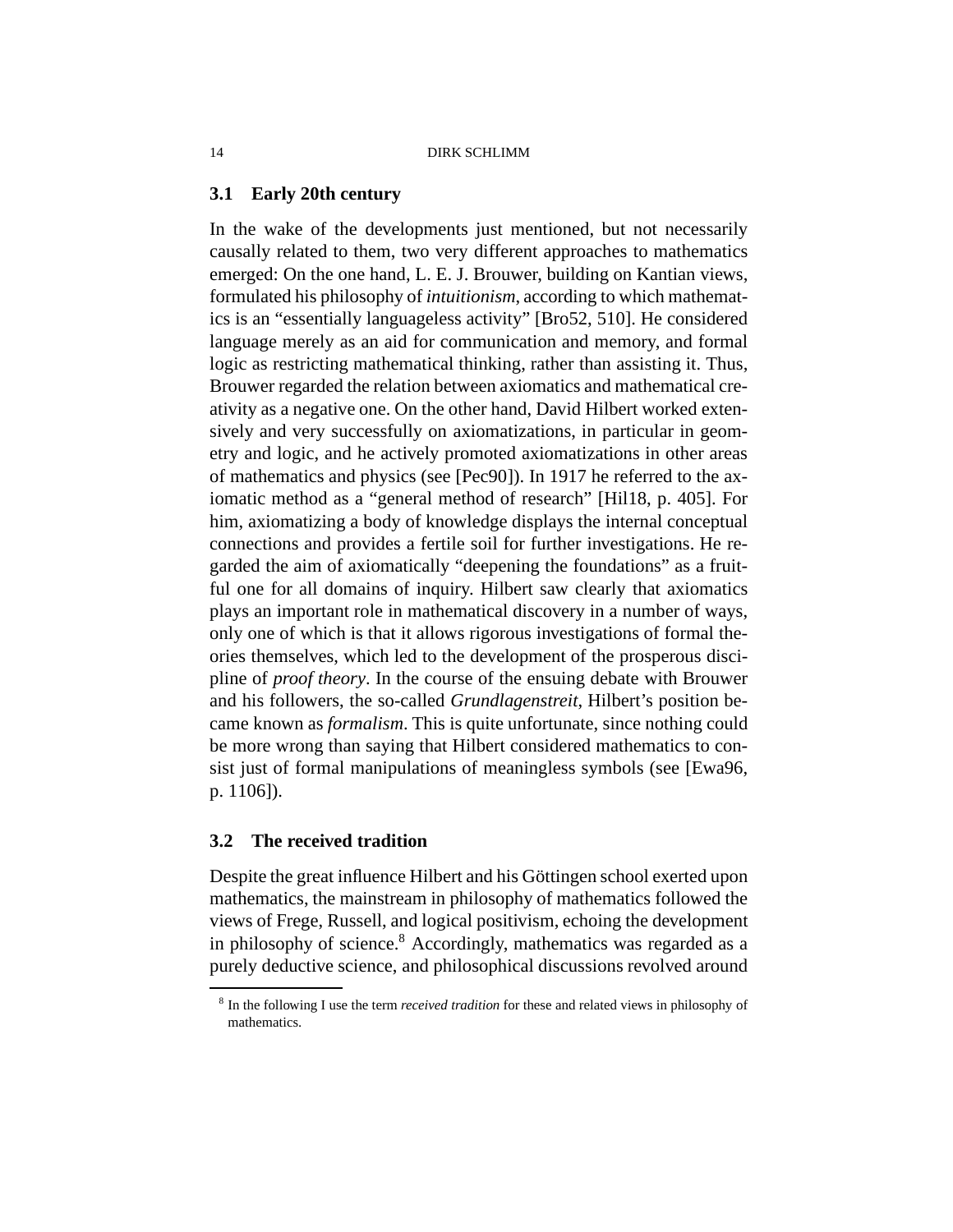### 3.1 Early 20th century

In the wake of the developments just mentioned, but not necessarily causally related to them, two very different approaches to mathematics emerged: On the one hand, L. E. J. Brouwer, building on Kantian views, formulated his philosophy of *intuitionism*, according to which mathematics is an "essentially languageless activity" [Bro52, 510]. He considered language merely as an aid for communication and memory, and formal logic as restricting mathematical thinking, rather than assisting it. Thus, Brouwer regarded the relation between axiomatics and mathematical creativity as a negative one. On the other hand, David Hilbert worked extensively and very successfully on axiomatizations, in particular in geometry and logic, and he actively promoted axiomatizations in other areas of mathematics and physics (see [Pec90]). In 1917 he referred to the axiomatic method as a "general method of research" [Hil18, p. 405]. For him, axiomatizing a body of knowledge displays the internal conceptual connections and provides a fertile soil for further investigations. He regarded the aim of axiomatically "deepening the foundations" as a fruitful one for all domains of inquiry. Hilbert saw clearly that axiomatics plays an important role in mathematical discovery in a number of ways, only one of which is that it allows rigorous investigations of formal theories themselves, which led to the development of the prosperous discipline of *proof theory*. In the course of the ensuing debate with Brouwer and his followers, the so-called *Grundlagenstreit*, Hilbert's position became known as *formalism*. This is quite unfortunate, since nothing could be more wrong than saying that Hilbert considered mathematics to consist just of formal manipulations of meaningless symbols (see [Ewa96, p. 1106]).

### 3.2 The received tradition

Despite the great influence Hilbert and his Göttingen school exerted upon mathematics, the mainstream in philosophy of mathematics followed the views of Frege, Russell, and logical positivism, echoing the development in philosophy of science.[8] Accordingly, mathematics was regarded as a purely deductive science, and philosophical discussions revolved around

[8] In the following I use the term *received tradition* for these and related views in philosophy of mathematics.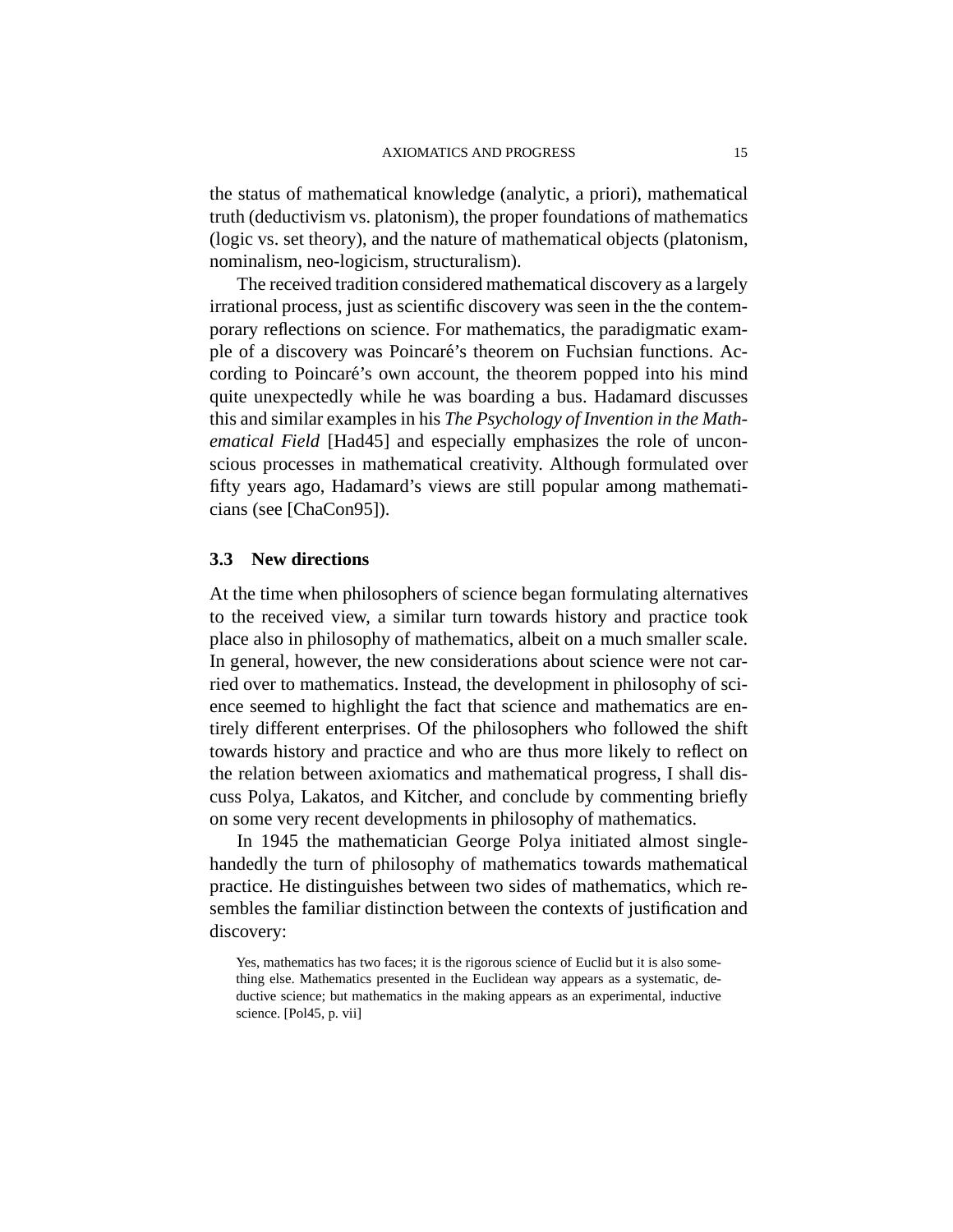the status of mathematical knowledge (analytic, a priori), mathematical truth (deductivism vs. platonism), the proper foundations of mathematics (logic vs. set theory), and the nature of mathematical objects (platonism, nominalism, neo-logicism, structuralism).

The received tradition considered mathematical discovery as a largely irrational process, just as scientific discovery was seen in the the contemporary reflections on science. For mathematics, the paradigmatic example of a discovery was Poincaré's theorem on Fuchsian functions. According to Poincaré's own account, the theorem popped into his mind quite unexpectedly while he was boarding a bus. Hadamard discusses this and similar examples in his *The Psychology of Invention in the Mathematical Field* [Had45] and especially emphasizes the role of unconscious processes in mathematical creativity. Although formulated over fifty years ago, Hadamard's views are still popular among mathematicians (see [ChaCon95]).

### 3.3 New directions

At the time when philosophers of science began formulating alternatives to the received view, a similar turn towards history and practice took place also in philosophy of mathematics, albeit on a much smaller scale. In general, however, the new considerations about science were not carried over to mathematics. Instead, the development in philosophy of science seemed to highlight the fact that science and mathematics are entirely different enterprises. Of the philosophers who followed the shift towards history and practice and who are thus more likely to reflect on the relation between axiomatics and mathematical progress, I shall discuss Polya, Lakatos, and Kitcher, and conclude by commenting briefly on some very recent developments in philosophy of mathematics.

In 1945 the mathematician George Polya initiated almost single-handedly the turn of philosophy of mathematics towards mathematical practice. He distinguishes between two sides of mathematics, which resembles the familiar distinction between the contexts of justification and discovery:

> Yes, mathematics has two faces; it is the rigorous science of Euclid but it is also something else. Mathematics presented in the Euclidean way appears as a systematic, deductive science; but mathematics in the making appears as an experimental, inductive science. [Pol45, p. vii]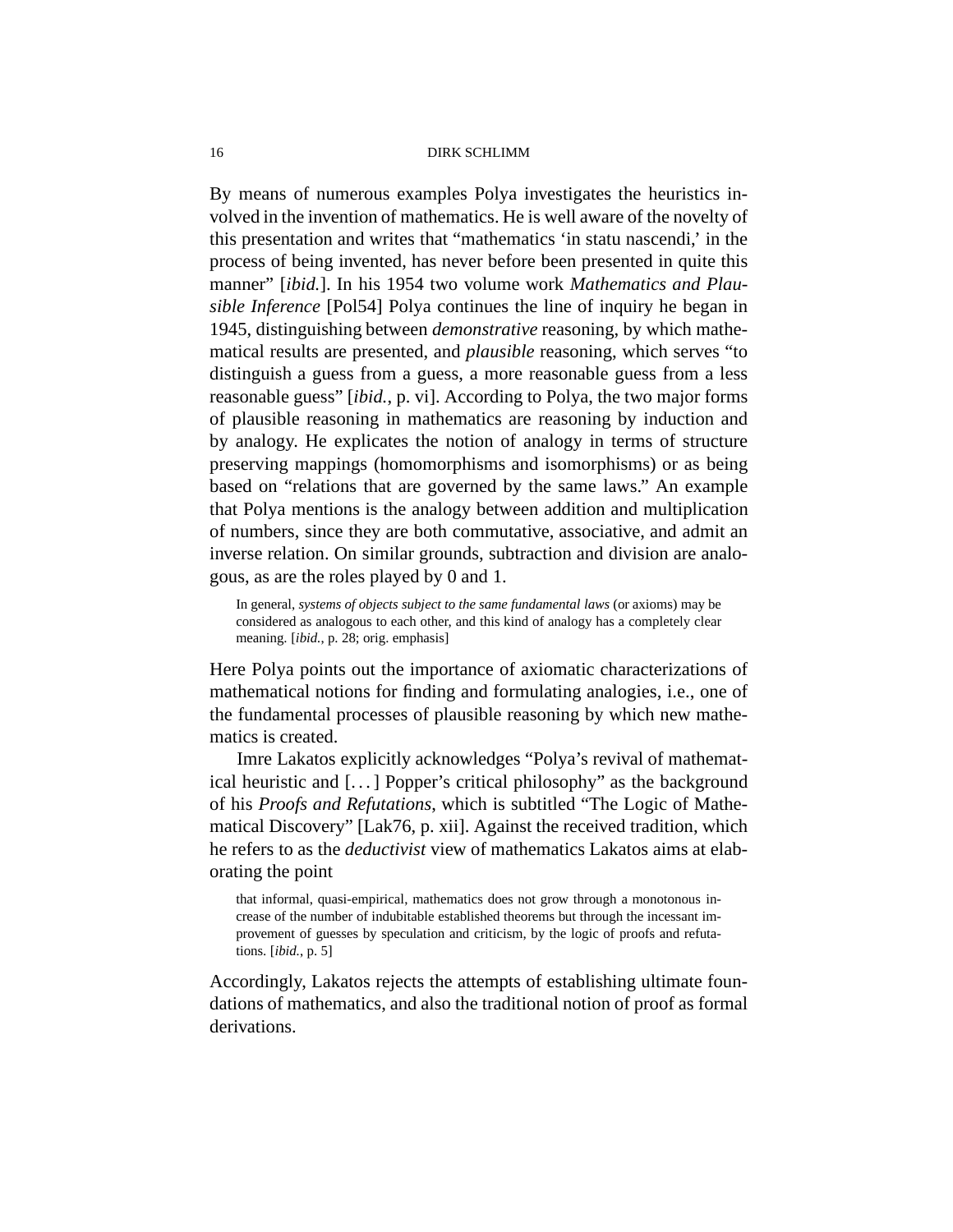By means of numerous examples Polya investigates the heuristics involved in the invention of mathematics. He is well aware of the novelty of this presentation and writes that "mathematics 'in statu nascendi,' in the process of being invented, has never before been presented in quite this manner" [*ibid.*]. In his 1954 two volume work *Mathematics and Plausible Inference* [Pol54] Polya continues the line of inquiry he began in 1945, distinguishing between *demonstrative* reasoning, by which mathematical results are presented, and *plausible* reasoning, which serves "to distinguish a guess from a guess, a more reasonable guess from a less reasonable guess" [*ibid.*, p. vi]. According to Polya, the two major forms of plausible reasoning in mathematics are reasoning by induction and by analogy. He explicates the notion of analogy in terms of structure preserving mappings (homomorphisms and isomorphisms) or as being based on "relations that are governed by the same laws." An example that Polya mentions is the analogy between addition and multiplication of numbers, since they are both commutative, associative, and admit an inverse relation. On similar grounds, subtraction and division are analogous, as are the roles played by 0 and 1.

> In general, *systems of objects subject to the same fundamental laws* (or axioms) may be considered as analogous to each other, and this kind of analogy has a completely clear meaning. [*ibid.*, p. 28; orig. emphasis]

Here Polya points out the importance of axiomatic characterizations of mathematical notions for finding and formulating analogies, i.e., one of the fundamental processes of plausible reasoning by which new mathematics is created.

Imre Lakatos explicitly acknowledges "Polya's revival of mathematical heuristic and [...] Popper's critical philosophy" as the background of his *Proofs and Refutations*, which is subtitled "The Logic of Mathematical Discovery" [Lak76, p. xii]. Against the received tradition, which he refers to as the *deductivist* view of mathematics Lakatos aims at elaborating the point

> that informal, quasi-empirical, mathematics does not grow through a monotonous increase of the number of indubitable established theorems but through the incessant improvement of guesses by speculation and criticism, by the logic of proofs and refutations. [*ibid.*, p. 5]

Accordingly, Lakatos rejects the attempts of establishing ultimate foundations of mathematics, and also the traditional notion of proof as formal derivations.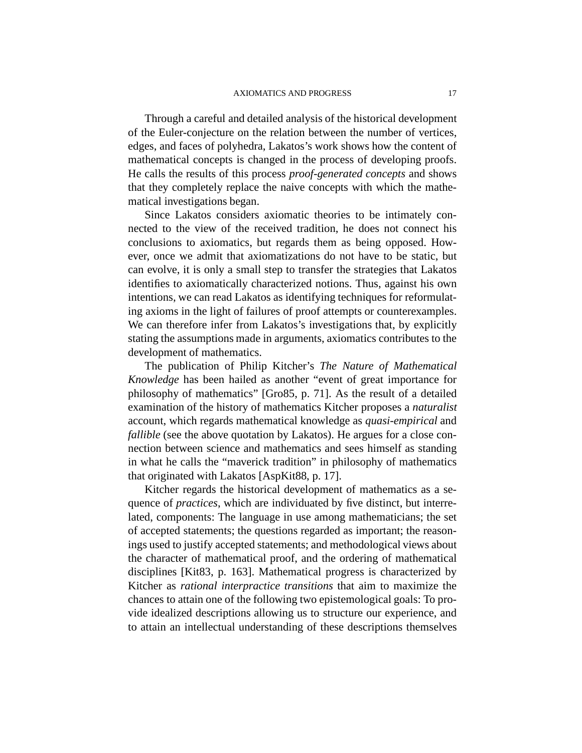Through a careful and detailed analysis of the historical development of the Euler-conjecture on the relation between the number of vertices, edges, and faces of polyhedra, Lakatos's work shows how the content of mathematical concepts is changed in the process of developing proofs. He calls the results of this process *proof-generated concepts* and shows that they completely replace the naive concepts with which the mathematical investigations began.

Since Lakatos considers axiomatic theories to be intimately connected to the view of the received tradition, he does not connect his conclusions to axiomatics, but regards them as being opposed. However, once we admit that axiomatizations do not have to be static, but can evolve, it is only a small step to transfer the strategies that Lakatos identifies to axiomatically characterized notions. Thus, against his own intentions, we can read Lakatos as identifying techniques for reformulating axioms in the light of failures of proof attempts or counterexamples. We can therefore infer from Lakatos's investigations that, by explicitly stating the assumptions made in arguments, axiomatics contributes to the development of mathematics.

The publication of Philip Kitcher's *The Nature of Mathematical Knowledge* has been hailed as another "event of great importance for philosophy of mathematics" [Gro85, p. 71]. As the result of a detailed examination of the history of mathematics Kitcher proposes a *naturalist* account, which regards mathematical knowledge as *quasi-empirical* and *fallible* (see the above quotation by Lakatos). He argues for a close connection between science and mathematics and sees himself as standing in what he calls the "maverick tradition" in philosophy of mathematics that originated with Lakatos [AspKit88, p. 17].

Kitcher regards the historical development of mathematics as a sequence of *practices*, which are individuated by five distinct, but interrelated, components: The language in use among mathematicians; the set of accepted statements; the questions regarded as important; the reasonings used to justify accepted statements; and methodological views about the character of mathematical proof, and the ordering of mathematical disciplines [Kit83, p. 163]. Mathematical progress is characterized by Kitcher as *rational interpractice transitions* that aim to maximize the chances to attain one of the following two epistemological goals: To provide idealized descriptions allowing us to structure our experience, and to attain an intellectual understanding of these descriptions themselves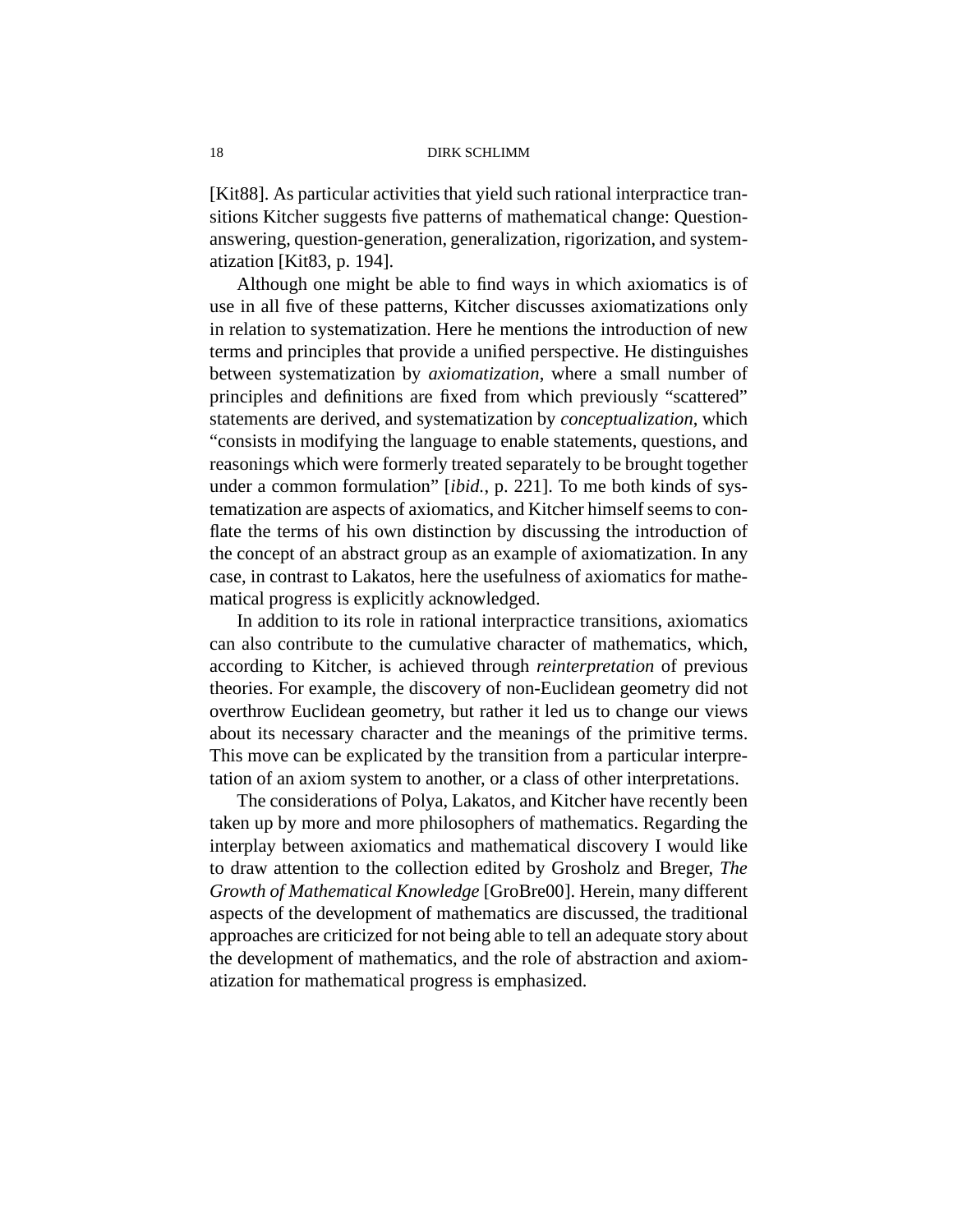[Kit88]. As particular activities that yield such rational interpractice transitions Kitcher suggests five patterns of mathematical change: Question-answering, question-generation, generalization, rigorization, and systematization [Kit83, p. 194].

Although one might be able to find ways in which axiomatics is of use in all five of these patterns, Kitcher discusses axiomatizations only in relation to systematization. Here he mentions the introduction of new terms and principles that provide a unified perspective. He distinguishes between systematization by *axiomatization*, where a small number of principles and definitions are fixed from which previously "scattered" statements are derived, and systematization by *conceptualization*, which "consists in modifying the language to enable statements, questions, and reasonings which were formerly treated separately to be brought together under a common formulation" [*ibid.*, p. 221]. To me both kinds of systematization are aspects of axiomatics, and Kitcher himself seems to conflate the terms of his own distinction by discussing the introduction of the concept of an abstract group as an example of axiomatization. In any case, in contrast to Lakatos, here the usefulness of axiomatics for mathematical progress is explicitly acknowledged.

In addition to its role in rational interpractice transitions, axiomatics can also contribute to the cumulative character of mathematics, which, according to Kitcher, is achieved through *reinterpretation* of previous theories. For example, the discovery of non-Euclidean geometry did not overthrow Euclidean geometry, but rather it led us to change our views about its necessary character and the meanings of the primitive terms. This move can be explicated by the transition from a particular interpretation of an axiom system to another, or a class of other interpretations.

The considerations of Polya, Lakatos, and Kitcher have recently been taken up by more and more philosophers of mathematics. Regarding the interplay between axiomatics and mathematical discovery I would like to draw attention to the collection edited by Grosholz and Breger, *The Growth of Mathematical Knowledge* [GroBre00]. Herein, many different aspects of the development of mathematics are discussed, the traditional approaches are criticized for not being able to tell an adequate story about the development of mathematics, and the role of abstraction and axiomatization for mathematical progress is emphasized.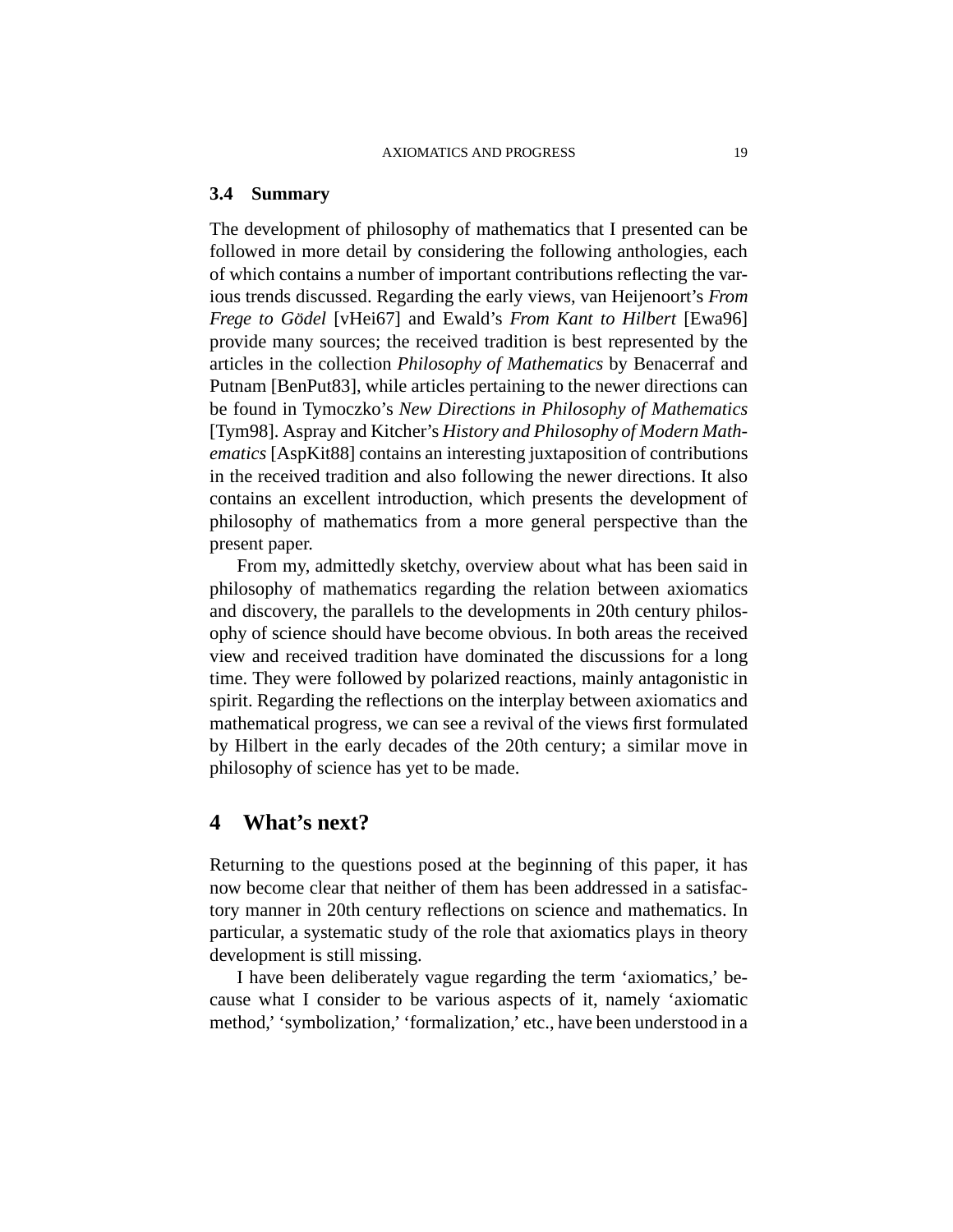### 3.4 Summary

The development of philosophy of mathematics that I presented can be followed in more detail by considering the following anthologies, each of which contains a number of important contributions reflecting the various trends discussed. Regarding the early views, van Heijenoort's *From Frege to Gödel* [vHei67] and Ewald's *From Kant to Hilbert* [Ewa96] provide many sources; the received tradition is best represented by the articles in the collection *Philosophy of Mathematics* by Benacerraf and Putnam [BenPut83], while articles pertaining to the newer directions can be found in Tymoczko's *New Directions in Philosophy of Mathematics* [Tym98]. Aspray and Kitcher's *History and Philosophy of Modern Mathematics* [AspKit88] contains an interesting juxtaposition of contributions in the received tradition and also following the newer directions. It also contains an excellent introduction, which presents the development of philosophy of mathematics from a more general perspective than the present paper.

From my, admittedly sketchy, overview about what has been said in philosophy of mathematics regarding the relation between axiomatics and discovery, the parallels to the developments in 20th century philosophy of science should have become obvious. In both areas the received view and received tradition have dominated the discussions for a long time. They were followed by polarized reactions, mainly antagonistic in spirit. Regarding the reflections on the interplay between axiomatics and mathematical progress, we can see a revival of the views first formulated by Hilbert in the early decades of the 20th century; a similar move in philosophy of science has yet to be made.

## 4 What's next?

Returning to the questions posed at the beginning of this paper, it has now become clear that neither of them has been addressed in a satisfactory manner in 20th century reflections on science and mathematics. In particular, a systematic study of the role that axiomatics plays in theory development is still missing.

I have been deliberately vague regarding the term 'axiomatics,' because what I consider to be various aspects of it, namely 'axiomatic method,' 'symbolization,' 'formalization,' etc., have been understood in a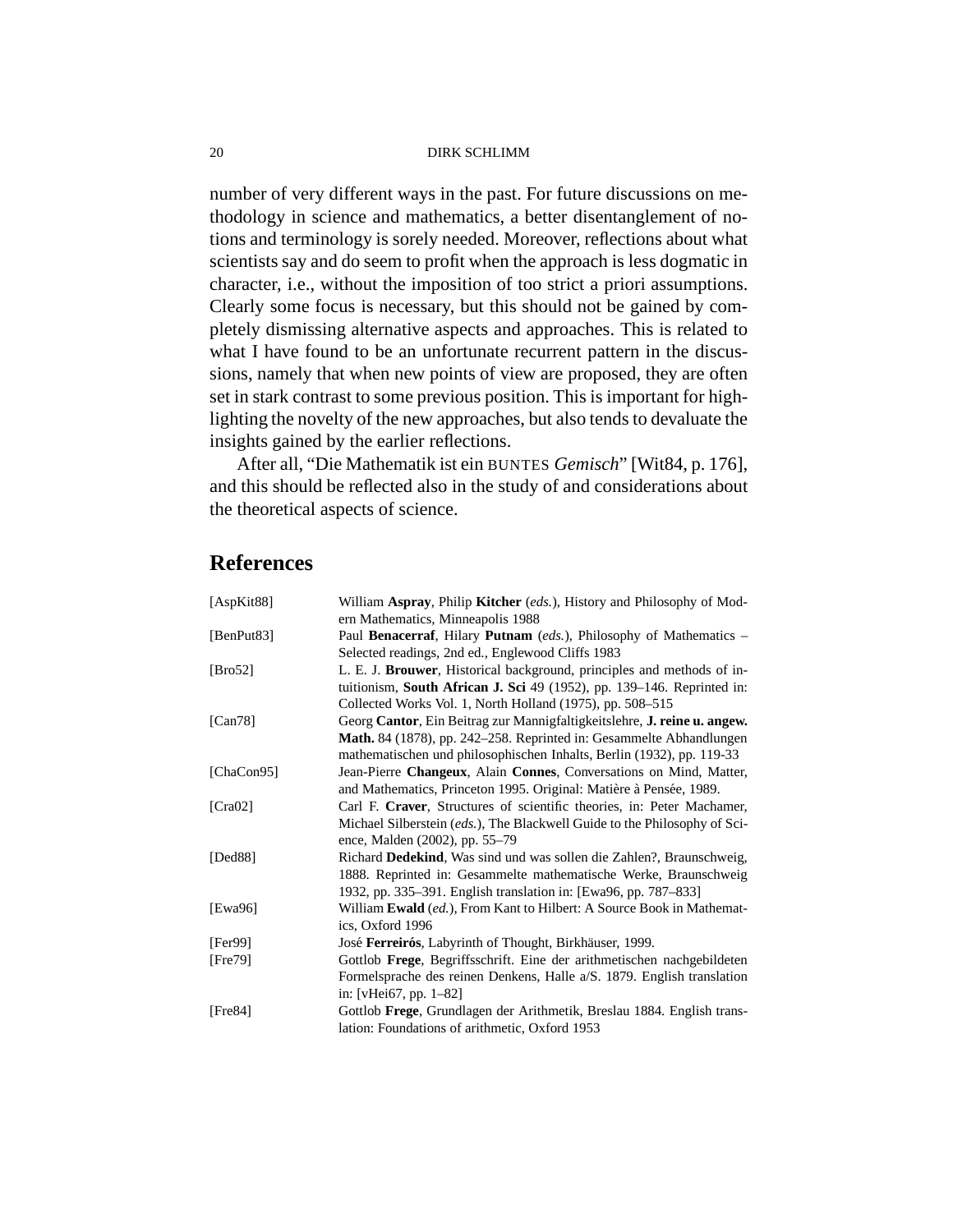number of very different ways in the past. For future discussions on methodology in science and mathematics, a better disentanglement of notions and terminology is sorely needed. Moreover, reflections about what scientists say and do seem to profit when the approach is less dogmatic in character, i.e., without the imposition of too strict a priori assumptions. Clearly some focus is necessary, but this should not be gained by completely dismissing alternative aspects and approaches. This is related to what I have found to be an unfortunate recurrent pattern in the discussions, namely that when new points of view are proposed, they are often set in stark contrast to some previous position. This is important for highlighting the novelty of the new approaches, but also tends to devaluate the insights gained by the earlier reflections.

After all, "Die Mathematik ist ein BUNTES *Gemisch*" [Wit84, p. 176], and this should be reflected also in the study of and considerations about the theoretical aspects of science.

## References

[AspKit88] William **Aspray**, Philip **Kitcher** (*eds.*), History and Philosophy of Modern Mathematics, Minneapolis 1988

[BenPut83] Paul **Benacerraf**, Hilary **Putnam** (*eds.*), Philosophy of Mathematics – Selected readings, 2nd ed., Englewood Cliffs 1983

[Bro52] L. E. J. **Brouwer**, Historical background, principles and methods of intuitionism, **South African J. Sci** 49 (1952), pp. 139–146. Reprinted in: Collected Works Vol. 1, North Holland (1975), pp. 508–515

[Can78] Georg **Cantor**, Ein Beitrag zur Mannigfaltigkeitslehre, **J. reine u. angew. Math.** 84 (1878), pp. 242–258. Reprinted in: Gesammelte Abhandlungen mathematischen und philosophischen Inhalts, Berlin (1932), pp. 119-33

[ChaCon95] Jean-Pierre **Changeux**, Alain **Connes**, Conversations on Mind, Matter, and Mathematics, Princeton 1995. Original: Matière à Pensée, 1989.

[Cra02] Carl F. **Craver**, Structures of scientific theories, in: Peter Machamer, Michael Silberstein (*eds.*), The Blackwell Guide to the Philosophy of Science, Malden (2002), pp. 55–79

[Ded88] Richard **Dedekind**, Was sind und was sollen die Zahlen?, Braunschweig, 1888. Reprinted in: Gesammelte mathematische Werke, Braunschweig 1932, pp. 335–391. English translation in: [Ewa96, pp. 787–833]

[Ewa96] William **Ewald** (*ed.*), From Kant to Hilbert: A Source Book in Mathematics, Oxford 1996

[Fer99] José **Ferreirós**, Labyrinth of Thought, Birkhäuser, 1999.

[Fre79] Gottlob **Frege**, Begriffsschrift. Eine der arithmetischen nachgebildeten Formelsprache des reinen Denkens, Halle a/S. 1879. English translation in: [vHei67, pp. 1–82]

[Fre84] Gottlob **Frege**, Grundlagen der Arithmetik, Breslau 1884. English translation: Foundations of arithmetic, Oxford 1953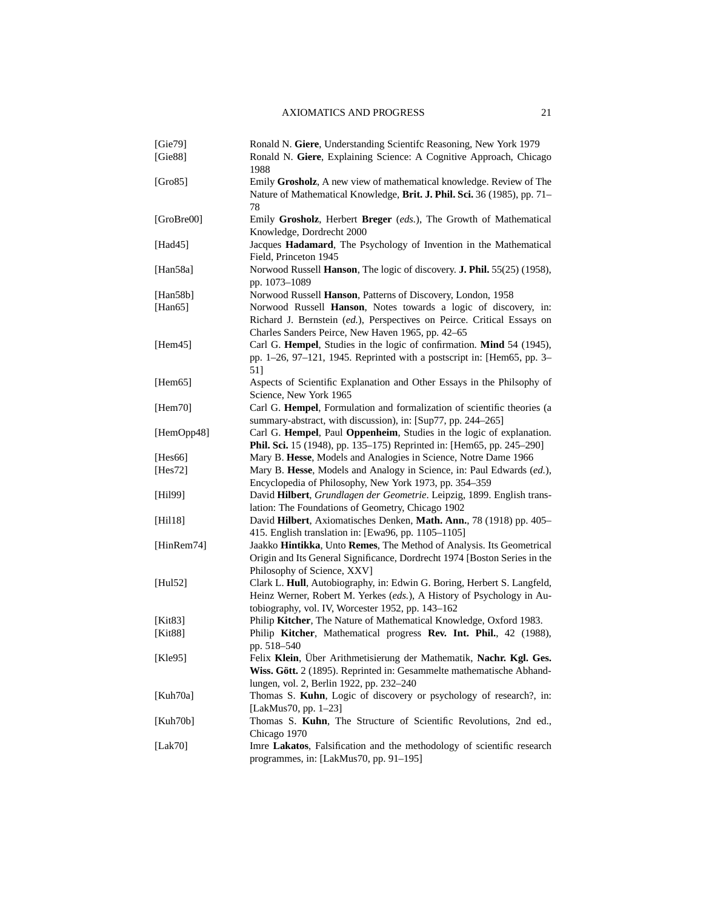[Gie79] Ronald N. **Giere**, Understanding Scientifc Reasoning, New York 1979

[Gie88] Ronald N. **Giere**, Explaining Science: A Cognitive Approach, Chicago 1988

[Gro85] Emily **Grosholz**, A new view of mathematical knowledge. Review of The Nature of Mathematical Knowledge, **Brit. J. Phil. Sci.** 36 (1985), pp. 71–78

[GroBre00] Emily **Grosholz**, Herbert **Breger** (*eds.*), The Growth of Mathematical Knowledge, Dordrecht 2000

[Had45] Jacques **Hadamard**, The Psychology of Invention in the Mathematical Field, Princeton 1945

[Han58a] Norwood Russell **Hanson**, The logic of discovery. **J. Phil.** 55(25) (1958), pp. 1073–1089

[Han58b] Norwood Russell **Hanson**, Patterns of Discovery, London, 1958

[Han65] Norwood Russell **Hanson**, Notes towards a logic of discovery, in: Richard J. Bernstein (*ed.*), Perspectives on Peirce. Critical Essays on Charles Sanders Peirce, New Haven 1965, pp. 42–65

[Hem45] Carl G. **Hempel**, Studies in the logic of confirmation. **Mind** 54 (1945), pp. 1–26, 97–121, 1945. Reprinted with a postscript in: [Hem65, pp. 3–51]

[Hem65] Aspects of Scientific Explanation and Other Essays in the Philsophy of Science, New York 1965

[Hem70] Carl G. **Hempel**, Formulation and formalization of scientific theories (a summary-abstract, with discussion), in: [Sup77, pp. 244–265]

[HemOpp48] Carl G. **Hempel**, Paul **Oppenheim**, Studies in the logic of explanation. **Phil. Sci.** 15 (1948), pp. 135–175) Reprinted in: [Hem65, pp. 245–290]

[Hes66] Mary B. **Hesse**, Models and Analogies in Science, Notre Dame 1966

[Hes72] Mary B. **Hesse**, Models and Analogy in Science, in: Paul Edwards (*ed.*), Encyclopedia of Philosophy, New York 1973, pp. 354–359

[Hil99] David **Hilbert**, *Grundlagen der Geometrie*. Leipzig, 1899. English translation: The Foundations of Geometry, Chicago 1902

[Hil18] David **Hilbert**, Axiomatisches Denken, **Math. Ann.**, 78 (1918) pp. 405–415. English translation in: [Ewa96, pp. 1105–1105]

[HinRem74] Jaakko **Hintikka**, Unto **Remes**, The Method of Analysis. Its Geometrical Origin and Its General Significance, Dordrecht 1974 [Boston Series in the Philosophy of Science, XXV]

[Hul52] Clark L. **Hull**, Autobiography, in: Edwin G. Boring, Herbert S. Langfeld, Heinz Werner, Robert M. Yerkes (*eds.*), A History of Psychology in Autobiography, vol. IV, Worcester 1952, pp. 143–162

[Kit83] Philip **Kitcher**, The Nature of Mathematical Knowledge, Oxford 1983.

[Kit88] Philip **Kitcher**, Mathematical progress **Rev. Int. Phil.**, 42 (1988), pp. 518–540

[Kle95] Felix **Klein**, Über Arithmetisierung der Mathematik, **Nachr. Kgl. Ges. Wiss. Gött.** 2 (1895). Reprinted in: Gesammelte mathematische Abhandlungen, vol. 2, Berlin 1922, pp. 232–240

[Kuh70a] Thomas S. **Kuhn**, Logic of discovery or psychology of research?, in: [LakMus70, pp. 1–23]

[Kuh70b] Thomas S. **Kuhn**, The Structure of Scientific Revolutions, 2nd ed., Chicago 1970

[Lak70] Imre **Lakatos**, Falsification and the methodology of scientific research programmes, in: [LakMus70, pp. 91–195]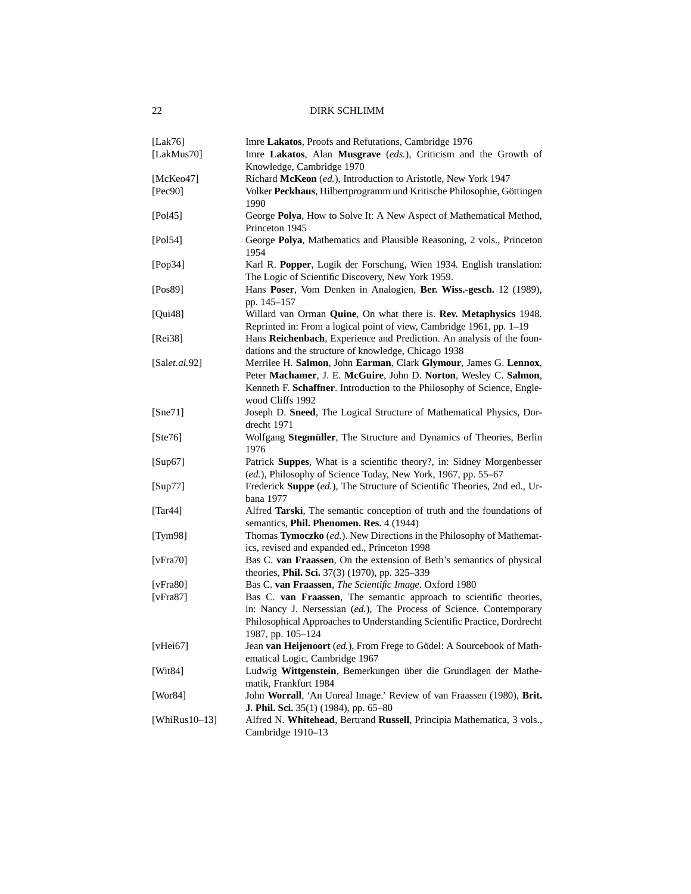[Lak76] Imre **Lakatos**, Proofs and Refutations, Cambridge 1976

[LakMus70] Imre **Lakatos**, Alan **Musgrave** (*eds.*), Criticism and the Growth of Knowledge, Cambridge 1970

[McKeo47] Richard **McKeon** (*ed.*), Introduction to Aristotle, New York 1947

[Pec90] Volker **Peckhaus**, Hilbertprogramm und Kritische Philosophie, Göttingen 1990

[Pol45] George **Polya**, How to Solve It: A New Aspect of Mathematical Method, Princeton 1945

[Pol54] George **Polya**, Mathematics and Plausible Reasoning, 2 vols., Princeton 1954

[Pop34] Karl R. **Popper**, Logik der Forschung, Wien 1934. English translation: The Logic of Scientific Discovery, New York 1959.

[Pos89] Hans **Poser**, Vom Denken in Analogien, **Ber. Wiss.-gesch.** 12 (1989), pp. 145–157

[Qui48] Willard van Orman **Quine**, On what there is. **Rev. Metaphysics** 1948. Reprinted in: From a logical point of view, Cambridge 1961, pp. 1–19

[Rei38] Hans **Reichenbach**, Experience and Prediction. An analysis of the foundations and the structure of knowledge, Chicago 1938

[Sal*et.al.*92] Merrilee H. **Salmon**, John **Earman**, Clark **Glymour**, James G. **Lennox**, Peter **Machamer**, J. E. **McGuire**, John D. **Norton**, Wesley C. **Salmon**, Kenneth F. **Schaffner**. Introduction to the Philosophy of Science, Englewood Cliffs 1992

[Sne71] Joseph D. **Sneed**, The Logical Structure of Mathematical Physics, Dordrecht 1971

[Ste76] Wolfgang **Stegmüller**, The Structure and Dynamics of Theories, Berlin 1976

[Sup67] Patrick **Suppes**, What is a scientific theory?, in: Sidney Morgenbesser (*ed.*), Philosophy of Science Today, New York, 1967, pp. 55–67

[Sup77] Frederick **Suppe** (*ed.*), The Structure of Scientific Theories, 2nd ed., Urbana 1977

[Tar44] Alfred **Tarski**, The semantic conception of truth and the foundations of semantics, **Phil. Phenomen. Res.** 4 (1944)

[Tym98] Thomas **Tymoczko** (*ed.*). New Directions in the Philosophy of Mathematics, revised and expanded ed., Princeton 1998

[vFra70] Bas C. **van Fraassen**, On the extension of Beth's semantics of physical theories, **Phil. Sci.** 37(3) (1970), pp. 325–339

[vFra80] Bas C. **van Fraassen**, *The Scientific Image*. Oxford 1980

[vFra87] Bas C. **van Fraassen**, The semantic approach to scientific theories, in: Nancy J. Nersessian (*ed.*), The Process of Science. Contemporary Philosophical Approaches to Understanding Scientific Practice, Dordrecht 1987, pp. 105–124

[vHei67] Jean **van Heijenoort** (*ed.*), From Frege to Gödel: A Sourcebook of Mathematical Logic, Cambridge 1967

[Wit84] Ludwig **Wittgenstein**, Bemerkungen über die Grundlagen der Mathematik, Frankfurt 1984

[Wor84] John **Worrall**, 'An Unreal Image.' Review of van Fraassen (1980), **Brit. J. Phil. Sci.** 35(1) (1984), pp. 65–80

[WhiRus10–13] Alfred N. **Whitehead**, Bertrand **Russell**, Principia Mathematica, 3 vols., Cambridge 1910–13